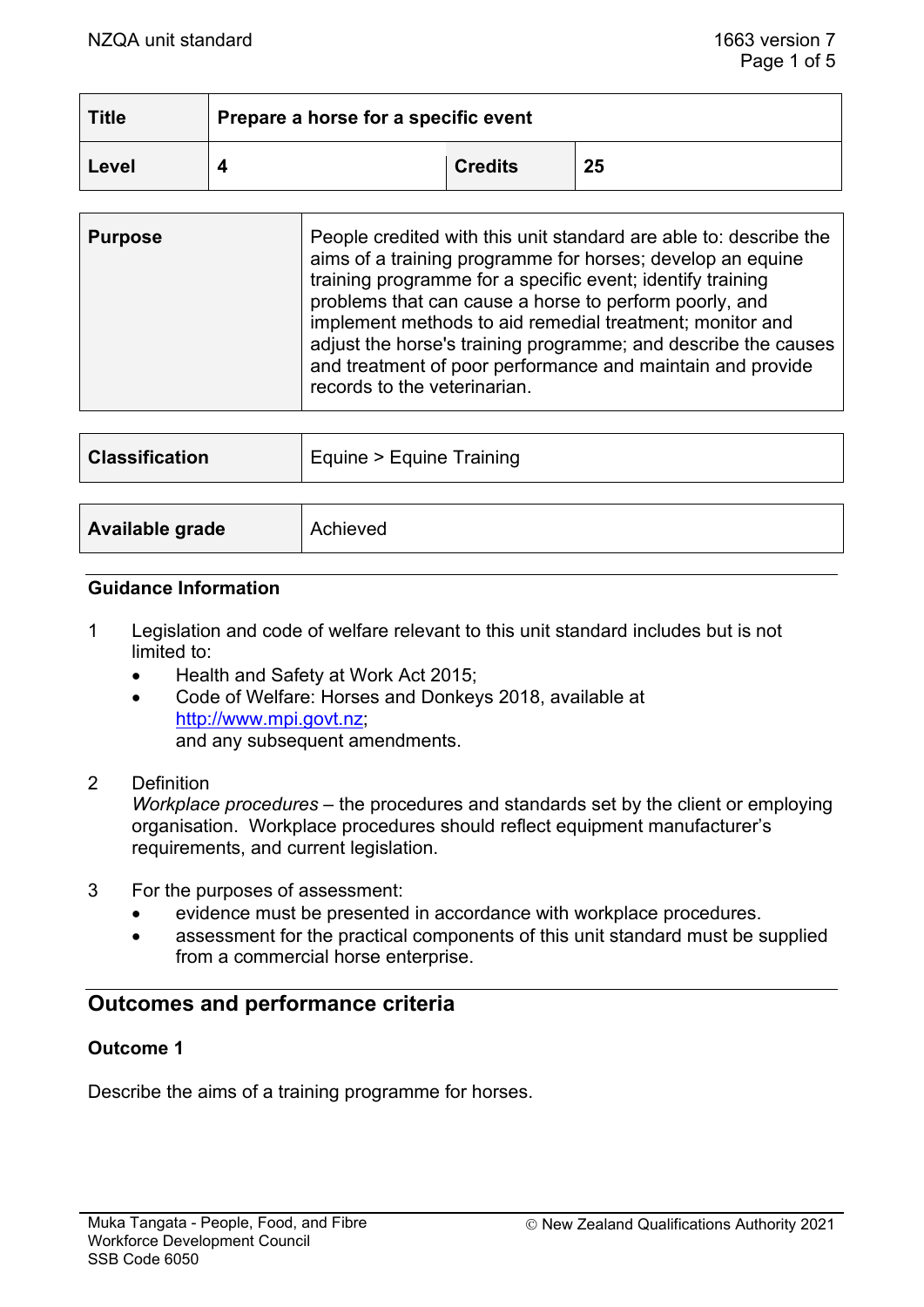| Title | Prepare a horse for a specific event | | |
|---|---|---|---|
| **Level** | **4** | **Credits** | **25** |

| Purpose | People credited with this unit standard are able to: describe the aims of a training programme for horses; develop an equine training programme for a specific event; identify training problems that can cause a horse to perform poorly, and implement methods to aid remedial treatment; monitor and adjust the horse's training programme; and describe the causes and treatment of poor performance and maintain and provide records to the veterinarian. |
|---|---|

| Classification | Equine > Equine Training |
|---|---|

| Available grade | Achieved |
|---|---|

## Guidance Information

1 Legislation and code of welfare relevant to this unit standard includes but is not limited to:
- Health and Safety at Work Act 2015;
- Code of Welfare: Horses and Donkeys 2018, available at http://www.mpi.govt.nz;
  and any subsequent amendments.

2 Definition
*Workplace procedures* – the procedures and standards set by the client or employing organisation. Workplace procedures should reflect equipment manufacturer's requirements, and current legislation.

3 For the purposes of assessment:
- evidence must be presented in accordance with workplace procedures.
- assessment for the practical components of this unit standard must be supplied from a commercial horse enterprise.

## Outcomes and performance criteria

### Outcome 1

Describe the aims of a training programme for horses.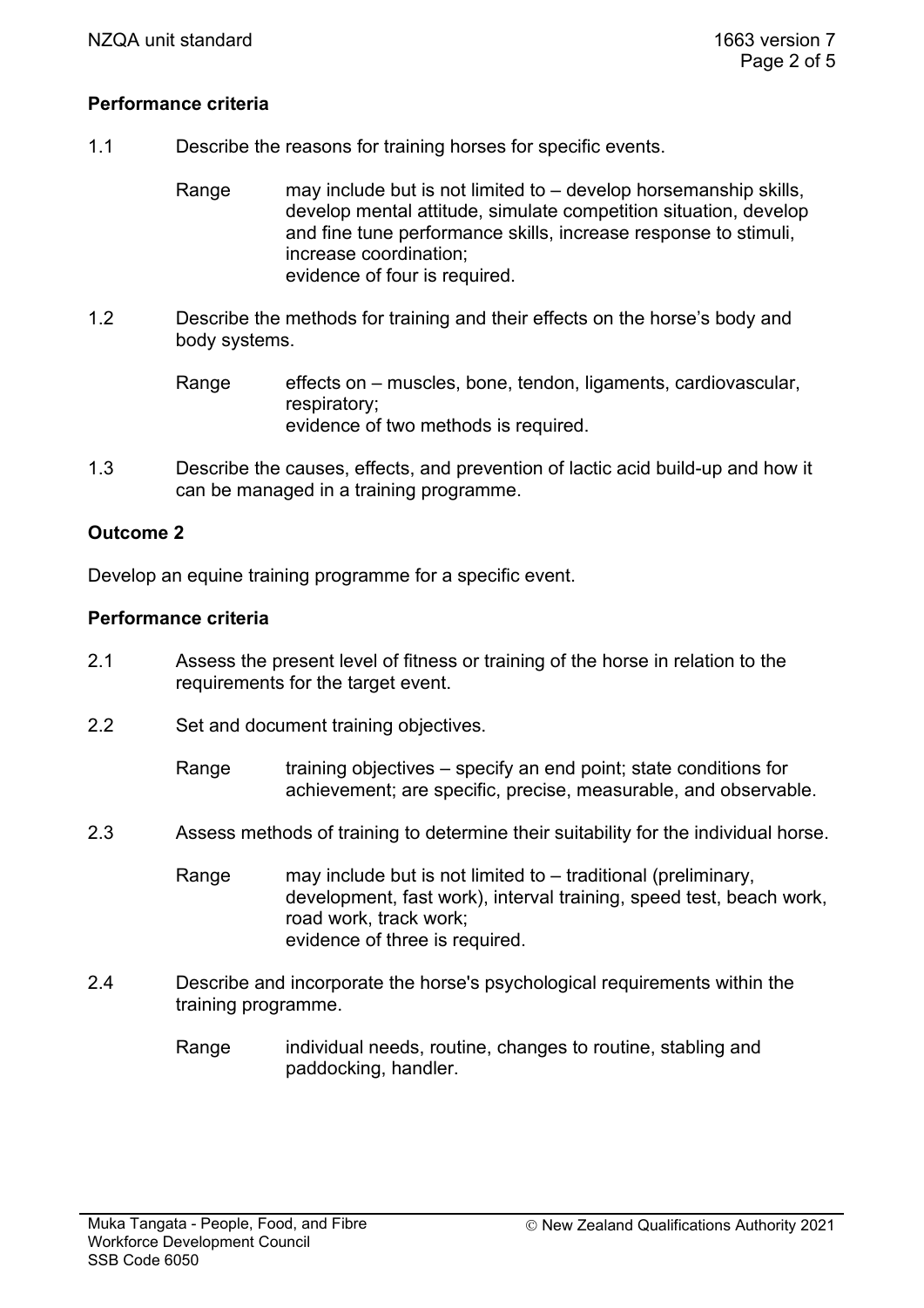**Performance criteria**

1.1 Describe the reasons for training horses for specific events.

Range may include but is not limited to – develop horsemanship skills, develop mental attitude, simulate competition situation, develop and fine tune performance skills, increase response to stimuli, increase coordination;
evidence of four is required.

1.2 Describe the methods for training and their effects on the horse's body and body systems.

Range effects on – muscles, bone, tendon, ligaments, cardiovascular, respiratory;
evidence of two methods is required.

1.3 Describe the causes, effects, and prevention of lactic acid build-up and how it can be managed in a training programme.

## Outcome 2

Develop an equine training programme for a specific event.

**Performance criteria**

2.1 Assess the present level of fitness or training of the horse in relation to the requirements for the target event.

2.2 Set and document training objectives.

Range training objectives – specify an end point; state conditions for achievement; are specific, precise, measurable, and observable.

2.3 Assess methods of training to determine their suitability for the individual horse.

Range may include but is not limited to – traditional (preliminary, development, fast work), interval training, speed test, beach work, road work, track work;
evidence of three is required.

2.4 Describe and incorporate the horse's psychological requirements within the training programme.

Range individual needs, routine, changes to routine, stabling and paddocking, handler.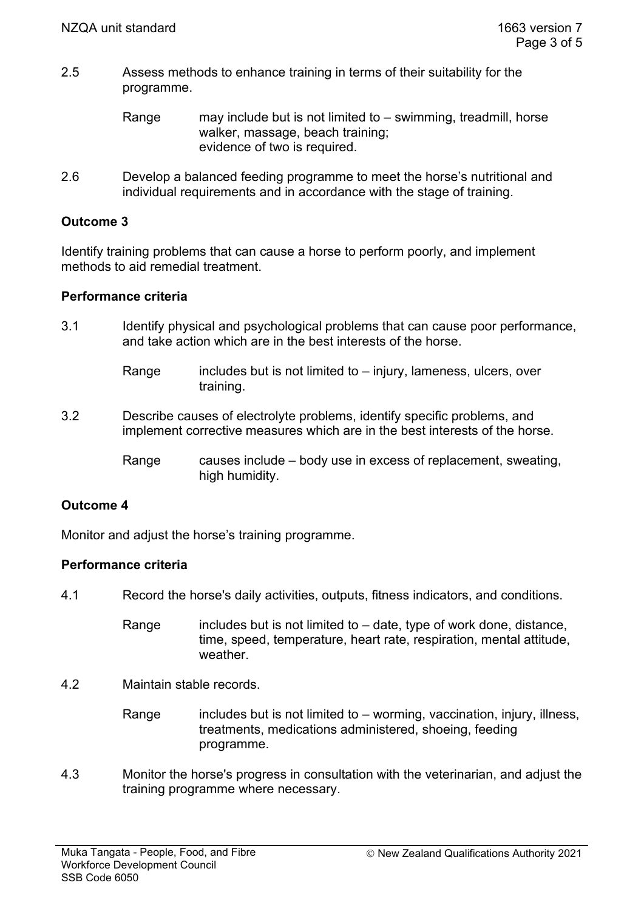2.5 Assess methods to enhance training in terms of their suitability for the programme.

Range may include but is not limited to – swimming, treadmill, horse walker, massage, beach training;
evidence of two is required.

2.6 Develop a balanced feeding programme to meet the horse's nutritional and individual requirements and in accordance with the stage of training.

**Outcome 3**

Identify training problems that can cause a horse to perform poorly, and implement methods to aid remedial treatment.

**Performance criteria**

3.1 Identify physical and psychological problems that can cause poor performance, and take action which are in the best interests of the horse.

Range includes but is not limited to – injury, lameness, ulcers, over training.

3.2 Describe causes of electrolyte problems, identify specific problems, and implement corrective measures which are in the best interests of the horse.

Range causes include – body use in excess of replacement, sweating, high humidity.

**Outcome 4**

Monitor and adjust the horse's training programme.

**Performance criteria**

4.1 Record the horse's daily activities, outputs, fitness indicators, and conditions.

Range includes but is not limited to – date, type of work done, distance, time, speed, temperature, heart rate, respiration, mental attitude, weather.

4.2 Maintain stable records.

Range includes but is not limited to – worming, vaccination, injury, illness, treatments, medications administered, shoeing, feeding programme.

4.3 Monitor the horse's progress in consultation with the veterinarian, and adjust the training programme where necessary.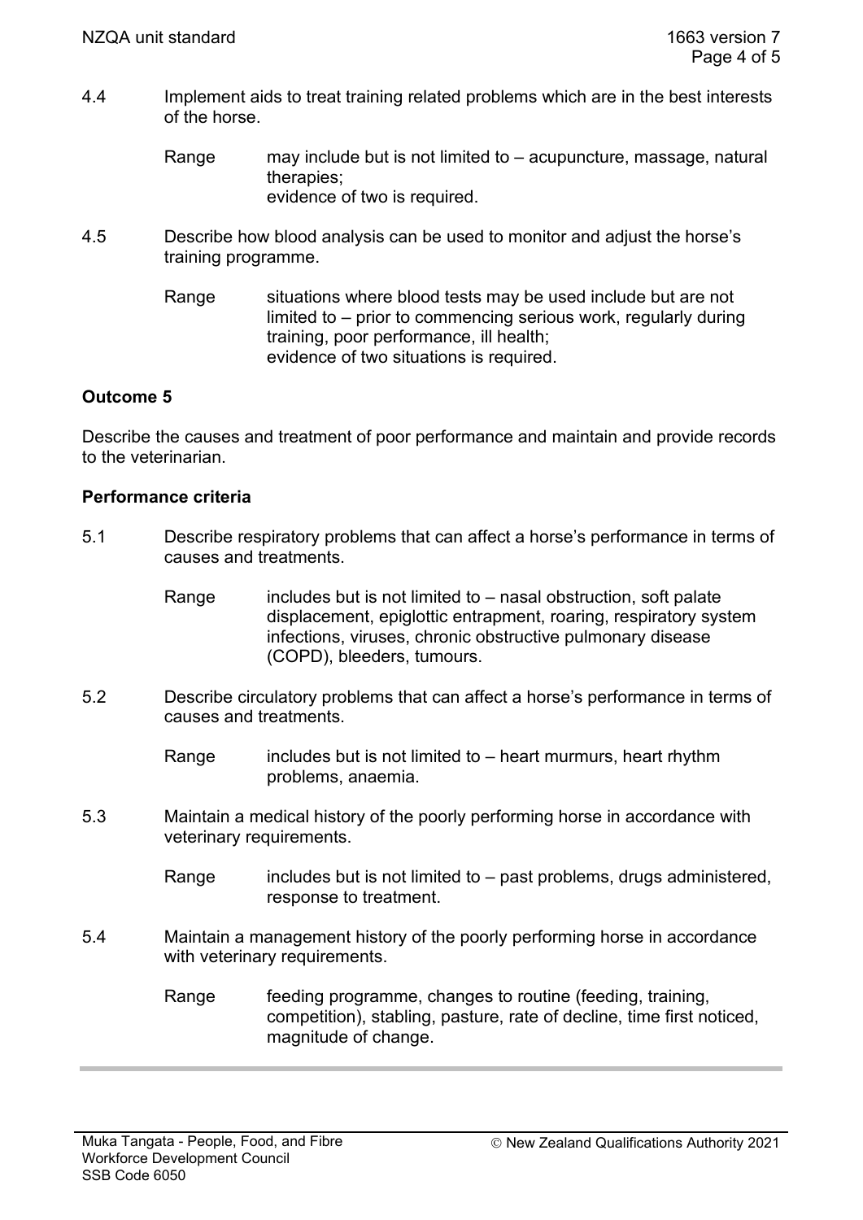4.4 Implement aids to treat training related problems which are in the best interests of the horse.

Range may include but is not limited to – acupuncture, massage, natural therapies;
evidence of two is required.

4.5 Describe how blood analysis can be used to monitor and adjust the horse's training programme.

Range situations where blood tests may be used include but are not limited to – prior to commencing serious work, regularly during training, poor performance, ill health;
evidence of two situations is required.

**Outcome 5**

Describe the causes and treatment of poor performance and maintain and provide records to the veterinarian.

**Performance criteria**

5.1 Describe respiratory problems that can affect a horse's performance in terms of causes and treatments.

Range includes but is not limited to – nasal obstruction, soft palate displacement, epiglottic entrapment, roaring, respiratory system infections, viruses, chronic obstructive pulmonary disease (COPD), bleeders, tumours.

5.2 Describe circulatory problems that can affect a horse's performance in terms of causes and treatments.

Range includes but is not limited to – heart murmurs, heart rhythm problems, anaemia.

5.3 Maintain a medical history of the poorly performing horse in accordance with veterinary requirements.

Range includes but is not limited to – past problems, drugs administered, response to treatment.

5.4 Maintain a management history of the poorly performing horse in accordance with veterinary requirements.

Range feeding programme, changes to routine (feeding, training, competition), stabling, pasture, rate of decline, time first noticed, magnitude of change.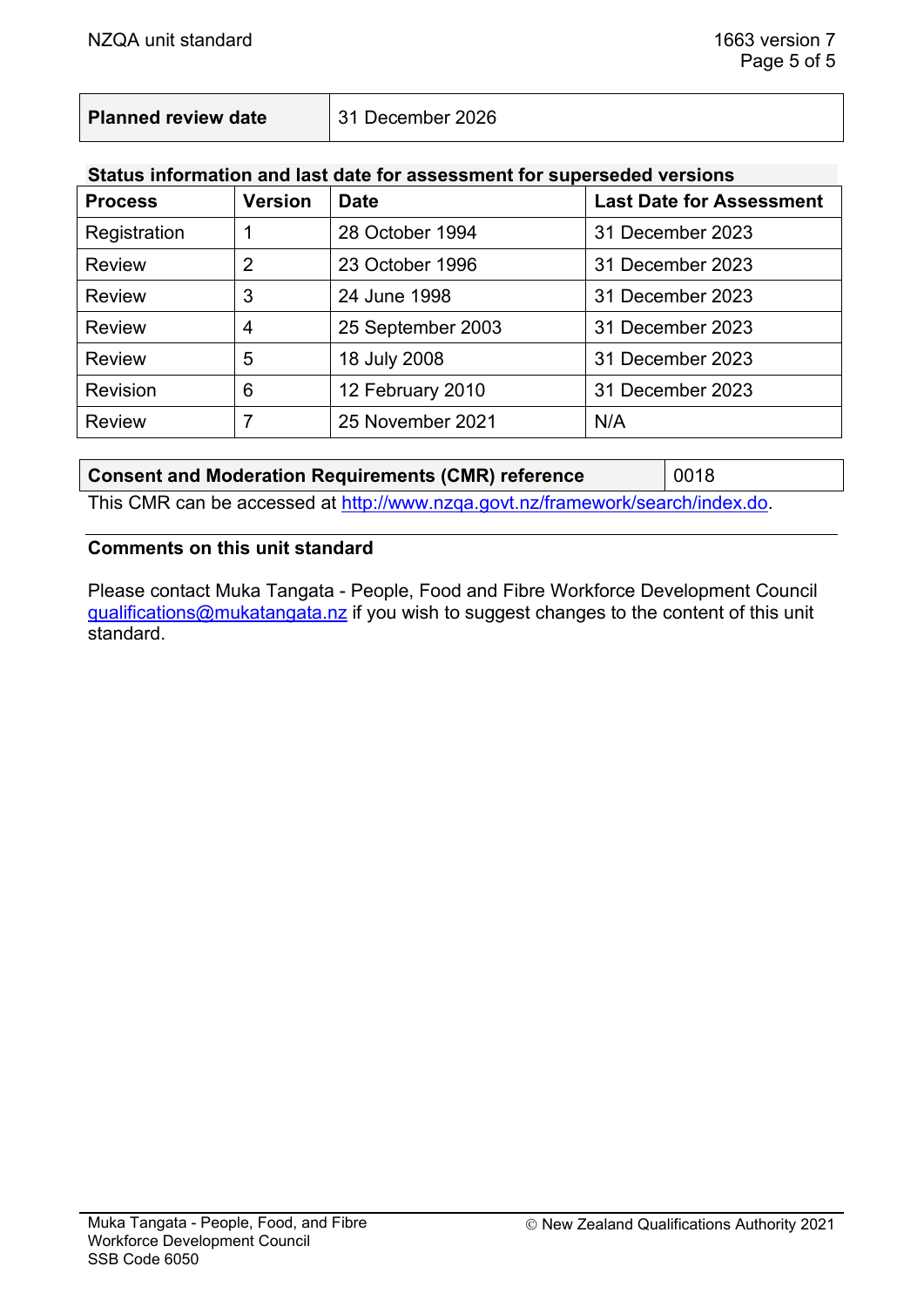| Planned review date | 31 December 2026 |
|---|---|

**Status information and last date for assessment for superseded versions**

| Process | Version | Date | Last Date for Assessment |
|---|---|---|---|
| Registration | 1 | 28 October 1994 | 31 December 2023 |
| Review | 2 | 23 October 1996 | 31 December 2023 |
| Review | 3 | 24 June 1998 | 31 December 2023 |
| Review | 4 | 25 September 2003 | 31 December 2023 |
| Review | 5 | 18 July 2008 | 31 December 2023 |
| Revision | 6 | 12 February 2010 | 31 December 2023 |
| Review | 7 | 25 November 2021 | N/A |

| Consent and Moderation Requirements (CMR) reference | 0018 |
|---|---|

This CMR can be accessed at http://www.nzqa.govt.nz/framework/search/index.do.

**Comments on this unit standard**

Please contact Muka Tangata - People, Food and Fibre Workforce Development Council qualifications@mukatangata.nz if you wish to suggest changes to the content of this unit standard.